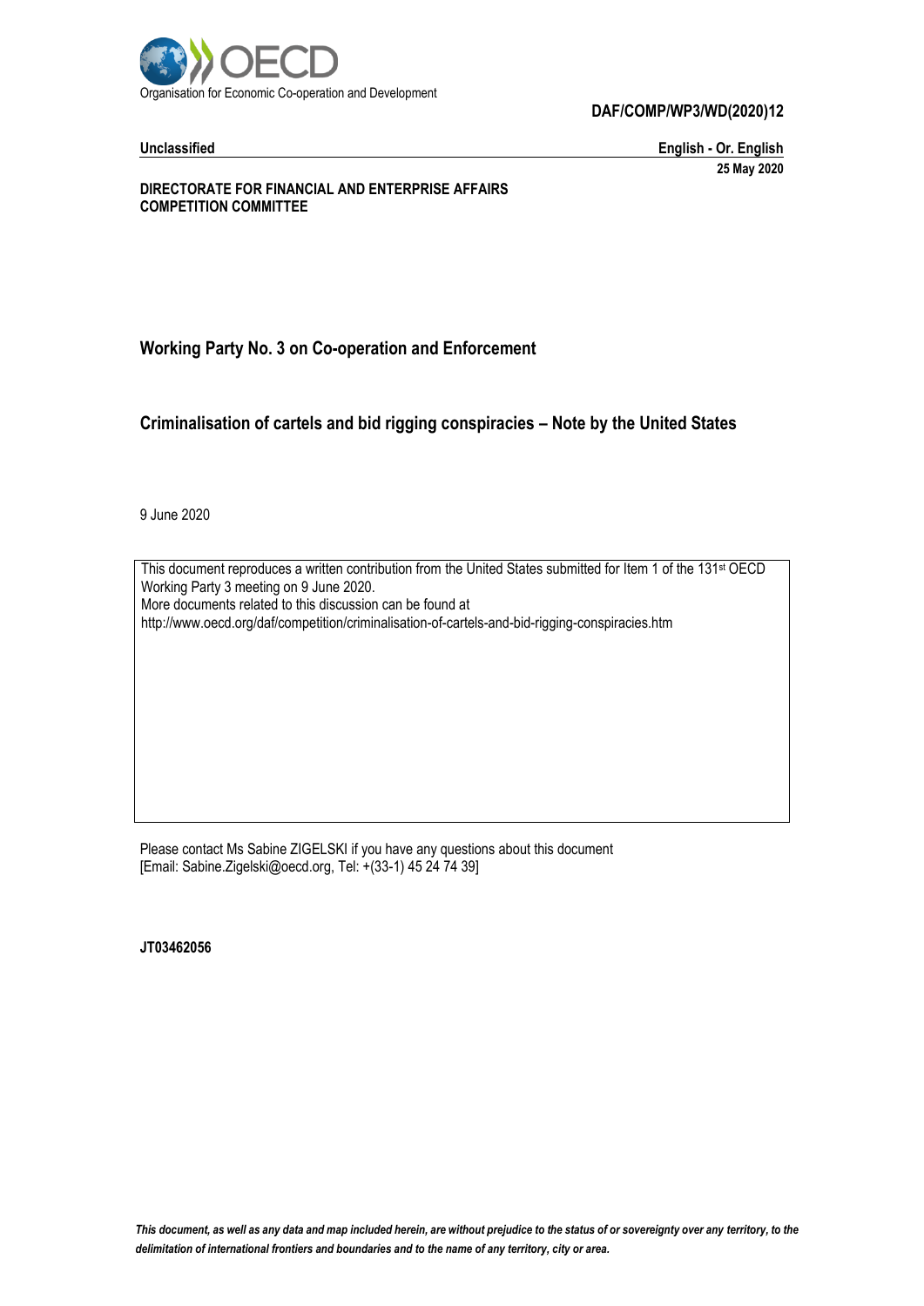Organisation for Economic Co-operation and Development

**DAF/COMP/WP3/WD(2020)12**

**Unclassified** **English - Or. English**

**25 May 2020**

**DIRECTORATE FOR FINANCIAL AND ENTERPRISE AFFAIRS**
**COMPETITION COMMITTEE**

## Working Party No. 3 on Co-operation and Enforcement

## Criminalisation of cartels and bid rigging conspiracies – Note by the United States

9 June 2020

This document reproduces a written contribution from the United States submitted for Item 1 of the 131st OECD Working Party 3 meeting on 9 June 2020.
More documents related to this discussion can be found at
http://www.oecd.org/daf/competition/criminalisation-of-cartels-and-bid-rigging-conspiracies.htm

Please contact Ms Sabine ZIGELSKI if you have any questions about this document
[Email: Sabine.Zigelski@oecd.org, Tel: +(33-1) 45 24 74 39]

**JT03462056**

*This document, as well as any data and map included herein, are without prejudice to the status of or sovereignty over any territory, to the delimitation of international frontiers and boundaries and to the name of any territory, city or area.*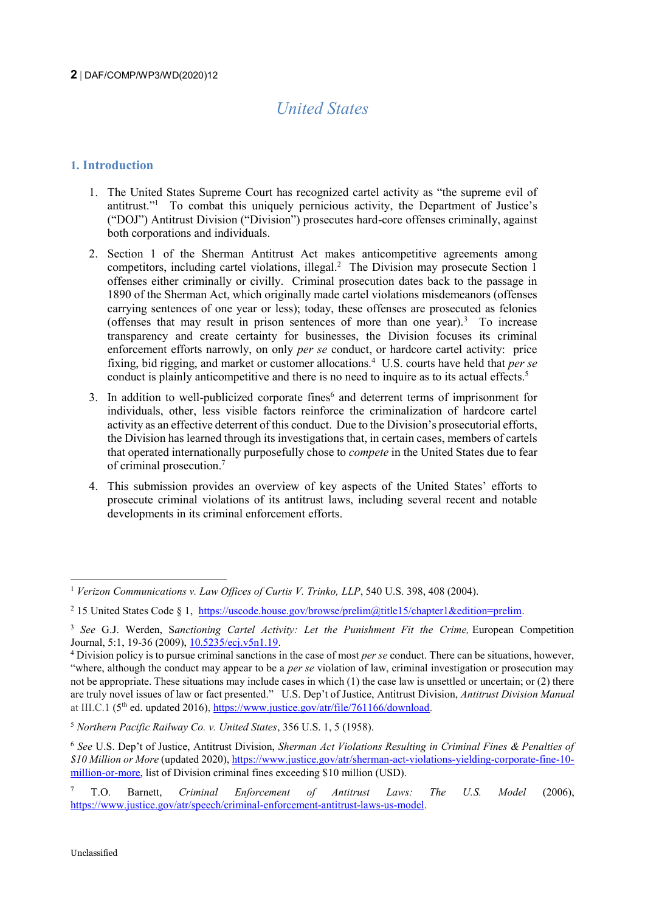# United States

## 1. Introduction

1. The United States Supreme Court has recognized cartel activity as "the supreme evil of antitrust."[1] To combat this uniquely pernicious activity, the Department of Justice's ("DOJ") Antitrust Division ("Division") prosecutes hard-core offenses criminally, against both corporations and individuals.

2. Section 1 of the Sherman Antitrust Act makes anticompetitive agreements among competitors, including cartel violations, illegal.[2] The Division may prosecute Section 1 offenses either criminally or civilly. Criminal prosecution dates back to the passage in 1890 of the Sherman Act, which originally made cartel violations misdemeanors (offenses carrying sentences of one year or less); today, these offenses are prosecuted as felonies (offenses that may result in prison sentences of more than one year).[3] To increase transparency and create certainty for businesses, the Division focuses its criminal enforcement efforts narrowly, on only *per se* conduct, or hardcore cartel activity: price fixing, bid rigging, and market or customer allocations.[4] U.S. courts have held that *per se* conduct is plainly anticompetitive and there is no need to inquire as to its actual effects.[5]

3. In addition to well-publicized corporate fines[6] and deterrent terms of imprisonment for individuals, other, less visible factors reinforce the criminalization of hardcore cartel activity as an effective deterrent of this conduct. Due to the Division's prosecutorial efforts, the Division has learned through its investigations that, in certain cases, members of cartels that operated internationally purposefully chose to *compete* in the United States due to fear of criminal prosecution.[7]

4. This submission provides an overview of key aspects of the United States' efforts to prosecute criminal violations of its antitrust laws, including several recent and notable developments in its criminal enforcement efforts.

---

[1] *Verizon Communications v. Law Offices of Curtis V. Trinko, LLP*, 540 U.S. 398, 408 (2004).

[2] 15 United States Code § 1, https://uscode.house.gov/browse/prelim@title15/chapter1&edition=prelim.

[3] *See* G.J. Werden, *Sanctioning Cartel Activity: Let the Punishment Fit the Crime,* European Competition Journal, 5:1, 19-36 (2009), 10.5235/ecj.v5n1.19.

[4] Division policy is to pursue criminal sanctions in the case of most *per se* conduct. There can be situations, however, "where, although the conduct may appear to be a *per se* violation of law, criminal investigation or prosecution may not be appropriate. These situations may include cases in which (1) the case law is unsettled or uncertain; or (2) there are truly novel issues of law or fact presented." U.S. Dep't of Justice, Antitrust Division, *Antitrust Division Manual* at III.C.1 (5th ed. updated 2016), https://www.justice.gov/atr/file/761166/download.

[5] *Northern Pacific Railway Co. v. United States*, 356 U.S. 1, 5 (1958).

[6] *See* U.S. Dep't of Justice, Antitrust Division, *Sherman Act Violations Resulting in Criminal Fines & Penalties of $10 Million or More* (updated 2020), https://www.justice.gov/atr/sherman-act-violations-yielding-corporate-fine-10-million-or-more, list of Division criminal fines exceeding $10 million (USD).

[7] T.O. Barnett, *Criminal Enforcement of Antitrust Laws: The U.S. Model* (2006), https://www.justice.gov/atr/speech/criminal-enforcement-antitrust-laws-us-model.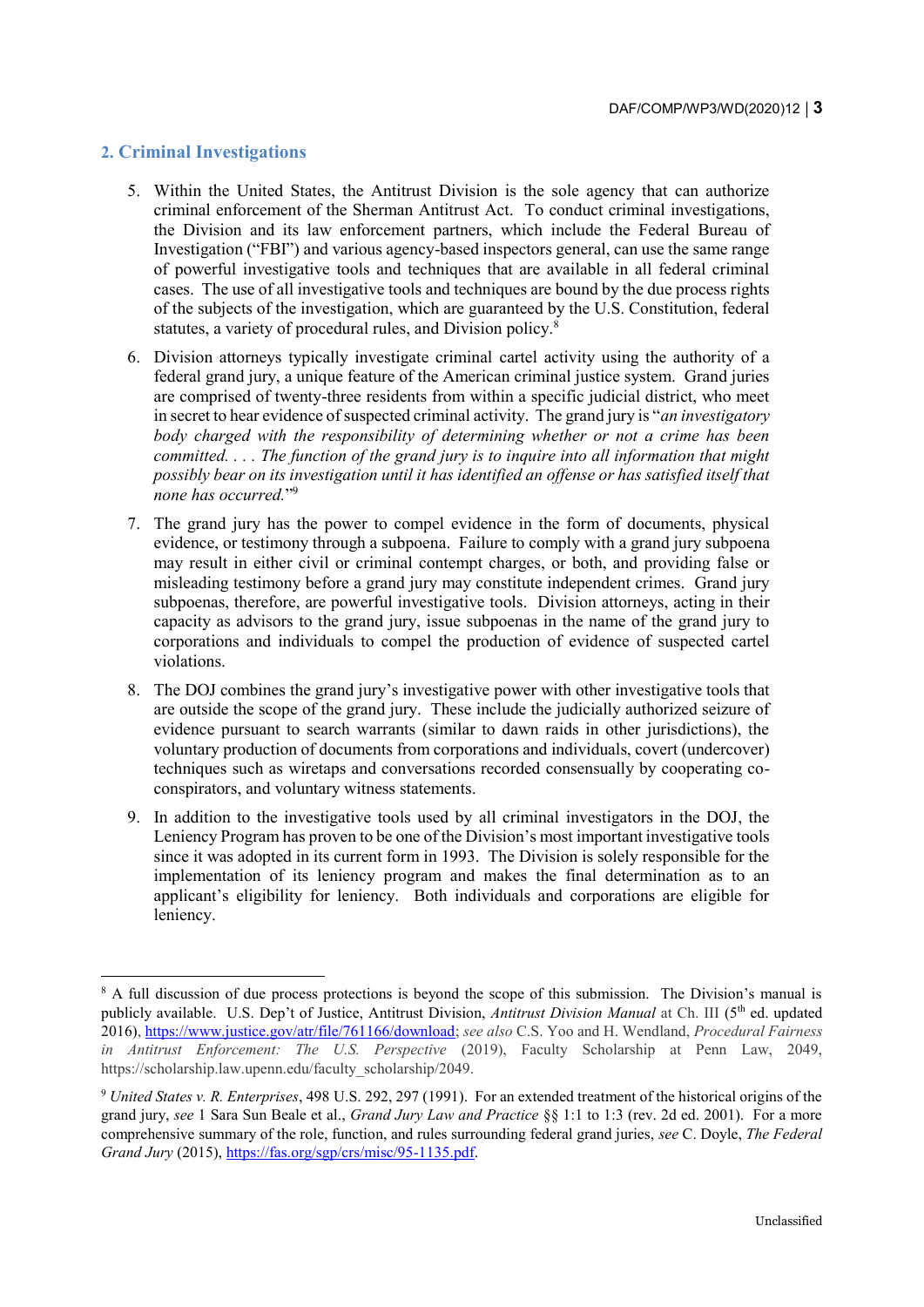## 2. Criminal Investigations

5. Within the United States, the Antitrust Division is the sole agency that can authorize criminal enforcement of the Sherman Antitrust Act. To conduct criminal investigations, the Division and its law enforcement partners, which include the Federal Bureau of Investigation ("FBI") and various agency-based inspectors general, can use the same range of powerful investigative tools and techniques that are available in all federal criminal cases. The use of all investigative tools and techniques are bound by the due process rights of the subjects of the investigation, which are guaranteed by the U.S. Constitution, federal statutes, a variety of procedural rules, and Division policy.[8]

6. Division attorneys typically investigate criminal cartel activity using the authority of a federal grand jury, a unique feature of the American criminal justice system. Grand juries are comprised of twenty-three residents from within a specific judicial district, who meet in secret to hear evidence of suspected criminal activity. The grand jury is "*an investigatory body charged with the responsibility of determining whether or not a crime has been committed. . . . The function of the grand jury is to inquire into all information that might possibly bear on its investigation until it has identified an offense or has satisfied itself that none has occurred.*"[9]

7. The grand jury has the power to compel evidence in the form of documents, physical evidence, or testimony through a subpoena. Failure to comply with a grand jury subpoena may result in either civil or criminal contempt charges, or both, and providing false or misleading testimony before a grand jury may constitute independent crimes. Grand jury subpoenas, therefore, are powerful investigative tools. Division attorneys, acting in their capacity as advisors to the grand jury, issue subpoenas in the name of the grand jury to corporations and individuals to compel the production of evidence of suspected cartel violations.

8. The DOJ combines the grand jury's investigative power with other investigative tools that are outside the scope of the grand jury. These include the judicially authorized seizure of evidence pursuant to search warrants (similar to dawn raids in other jurisdictions), the voluntary production of documents from corporations and individuals, covert (undercover) techniques such as wiretaps and conversations recorded consensually by cooperating co-conspirators, and voluntary witness statements.

9. In addition to the investigative tools used by all criminal investigators in the DOJ, the Leniency Program has proven to be one of the Division's most important investigative tools since it was adopted in its current form in 1993. The Division is solely responsible for the implementation of its leniency program and makes the final determination as to an applicant's eligibility for leniency. Both individuals and corporations are eligible for leniency.

---

[8] A full discussion of due process protections is beyond the scope of this submission. The Division's manual is publicly available. U.S. Dep't of Justice, Antitrust Division, *Antitrust Division Manual* at Ch. III (5th ed. updated 2016), https://www.justice.gov/atr/file/761166/download; *see also* C.S. Yoo and H. Wendland, *Procedural Fairness in Antitrust Enforcement: The U.S. Perspective* (2019), Faculty Scholarship at Penn Law, 2049, https://scholarship.law.upenn.edu/faculty_scholarship/2049.

[9] *United States v. R. Enterprises*, 498 U.S. 292, 297 (1991). For an extended treatment of the historical origins of the grand jury, *see* 1 Sara Sun Beale et al., *Grand Jury Law and Practice* §§ 1:1 to 1:3 (rev. 2d ed. 2001). For a more comprehensive summary of the role, function, and rules surrounding federal grand juries, *see* C. Doyle, *The Federal Grand Jury* (2015), https://fas.org/sgp/crs/misc/95-1135.pdf.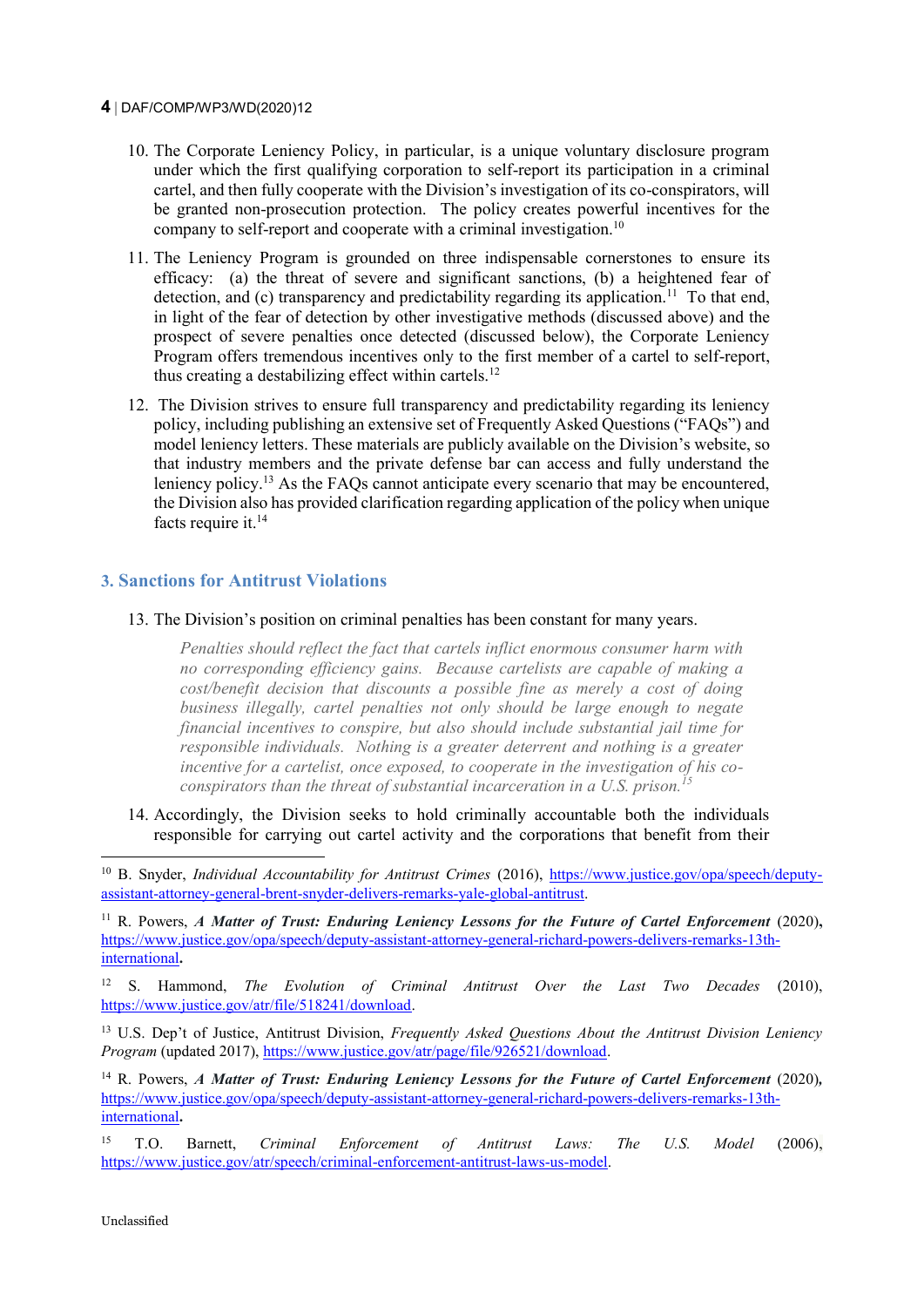10. The Corporate Leniency Policy, in particular, is a unique voluntary disclosure program under which the first qualifying corporation to self-report its participation in a criminal cartel, and then fully cooperate with the Division's investigation of its co-conspirators, will be granted non-prosecution protection. The policy creates powerful incentives for the company to self-report and cooperate with a criminal investigation.[10]

11. The Leniency Program is grounded on three indispensable cornerstones to ensure its efficacy: (a) the threat of severe and significant sanctions, (b) a heightened fear of detection, and (c) transparency and predictability regarding its application.[11] To that end, in light of the fear of detection by other investigative methods (discussed above) and the prospect of severe penalties once detected (discussed below), the Corporate Leniency Program offers tremendous incentives only to the first member of a cartel to self-report, thus creating a destabilizing effect within cartels.[12]

12. The Division strives to ensure full transparency and predictability regarding its leniency policy, including publishing an extensive set of Frequently Asked Questions ("FAQs") and model leniency letters. These materials are publicly available on the Division's website, so that industry members and the private defense bar can access and fully understand the leniency policy.[13] As the FAQs cannot anticipate every scenario that may be encountered, the Division also has provided clarification regarding application of the policy when unique facts require it.[14]

## 3. Sanctions for Antitrust Violations

13. The Division's position on criminal penalties has been constant for many years.

> *Penalties should reflect the fact that cartels inflict enormous consumer harm with no corresponding efficiency gains. Because cartelists are capable of making a cost/benefit decision that discounts a possible fine as merely a cost of doing business illegally, cartel penalties not only should be large enough to negate financial incentives to conspire, but also should include substantial jail time for responsible individuals. Nothing is a greater deterrent and nothing is a greater incentive for a cartelist, once exposed, to cooperate in the investigation of his co-conspirators than the threat of substantial incarceration in a U.S. prison.*[15]

14. Accordingly, the Division seeks to hold criminally accountable both the individuals responsible for carrying out cartel activity and the corporations that benefit from their

---

[10] B. Snyder, *Individual Accountability for Antitrust Crimes* (2016), https://www.justice.gov/opa/speech/deputy-assistant-attorney-general-brent-snyder-delivers-remarks-yale-global-antitrust.

[11] R. Powers, ***A Matter of Trust: Enduring Leniency Lessons for the Future of Cartel Enforcement*** (2020)**,** https://www.justice.gov/opa/speech/deputy-assistant-attorney-general-richard-powers-delivers-remarks-13th-international**.**

[12] S. Hammond, *The Evolution of Criminal Antitrust Over the Last Two Decades* (2010), https://www.justice.gov/atr/file/518241/download.

[13] U.S. Dep't of Justice, Antitrust Division, *Frequently Asked Questions About the Antitrust Division Leniency Program* (updated 2017), https://www.justice.gov/atr/page/file/926521/download.

[14] R. Powers, ***A Matter of Trust: Enduring Leniency Lessons for the Future of Cartel Enforcement*** (2020)***,*** https://www.justice.gov/opa/speech/deputy-assistant-attorney-general-richard-powers-delivers-remarks-13th-international**.**

[15] T.O. Barnett, *Criminal Enforcement of Antitrust Laws: The U.S. Model* (2006), https://www.justice.gov/atr/speech/criminal-enforcement-antitrust-laws-us-model.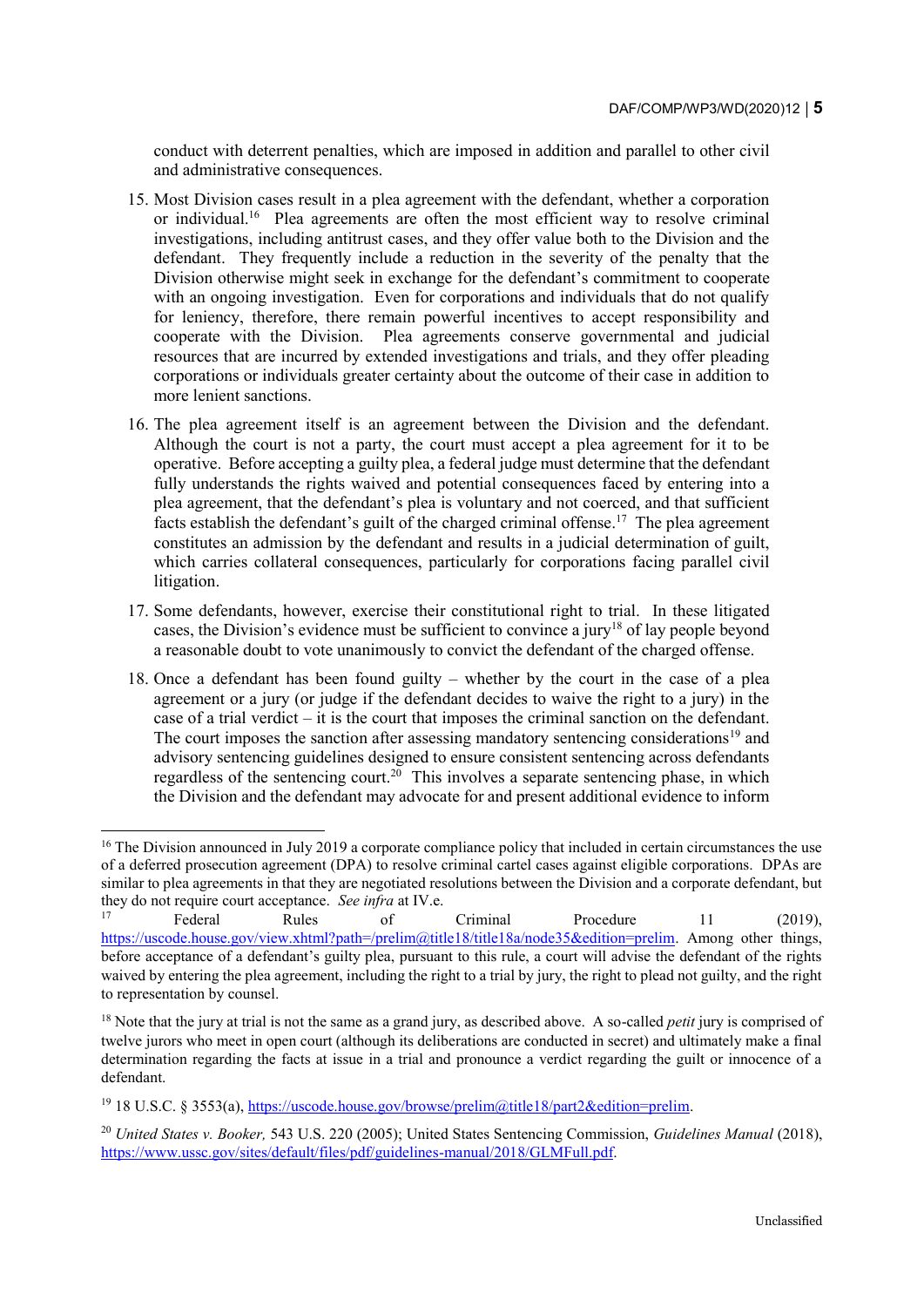conduct with deterrent penalties, which are imposed in addition and parallel to other civil and administrative consequences.

15. Most Division cases result in a plea agreement with the defendant, whether a corporation or individual.[16] Plea agreements are often the most efficient way to resolve criminal investigations, including antitrust cases, and they offer value both to the Division and the defendant. They frequently include a reduction in the severity of the penalty that the Division otherwise might seek in exchange for the defendant's commitment to cooperate with an ongoing investigation. Even for corporations and individuals that do not qualify for leniency, therefore, there remain powerful incentives to accept responsibility and cooperate with the Division. Plea agreements conserve governmental and judicial resources that are incurred by extended investigations and trials, and they offer pleading corporations or individuals greater certainty about the outcome of their case in addition to more lenient sanctions.

16. The plea agreement itself is an agreement between the Division and the defendant. Although the court is not a party, the court must accept a plea agreement for it to be operative. Before accepting a guilty plea, a federal judge must determine that the defendant fully understands the rights waived and potential consequences faced by entering into a plea agreement, that the defendant's plea is voluntary and not coerced, and that sufficient facts establish the defendant's guilt of the charged criminal offense.[17] The plea agreement constitutes an admission by the defendant and results in a judicial determination of guilt, which carries collateral consequences, particularly for corporations facing parallel civil litigation.

17. Some defendants, however, exercise their constitutional right to trial. In these litigated cases, the Division's evidence must be sufficient to convince a jury[18] of lay people beyond a reasonable doubt to vote unanimously to convict the defendant of the charged offense.

18. Once a defendant has been found guilty – whether by the court in the case of a plea agreement or a jury (or judge if the defendant decides to waive the right to a jury) in the case of a trial verdict – it is the court that imposes the criminal sanction on the defendant. The court imposes the sanction after assessing mandatory sentencing considerations[19] and advisory sentencing guidelines designed to ensure consistent sentencing across defendants regardless of the sentencing court.[20] This involves a separate sentencing phase, in which the Division and the defendant may advocate for and present additional evidence to inform

---

[16] The Division announced in July 2019 a corporate compliance policy that included in certain circumstances the use of a deferred prosecution agreement (DPA) to resolve criminal cartel cases against eligible corporations. DPAs are similar to plea agreements in that they are negotiated resolutions between the Division and a corporate defendant, but they do not require court acceptance. *See infra* at IV.e.

[17] Federal Rules of Criminal Procedure 11 (2019), https://uscode.house.gov/view.xhtml?path=/prelim@title18/title18a/node35&edition=prelim. Among other things, before acceptance of a defendant's guilty plea, pursuant to this rule, a court will advise the defendant of the rights waived by entering the plea agreement, including the right to a trial by jury, the right to plead not guilty, and the right to representation by counsel.

[18] Note that the jury at trial is not the same as a grand jury, as described above. A so-called *petit* jury is comprised of twelve jurors who meet in open court (although its deliberations are conducted in secret) and ultimately make a final determination regarding the facts at issue in a trial and pronounce a verdict regarding the guilt or innocence of a defendant.

[19] 18 U.S.C. § 3553(a), https://uscode.house.gov/browse/prelim@title18/part2&edition=prelim.

[20] *United States v. Booker,* 543 U.S. 220 (2005); United States Sentencing Commission, *Guidelines Manual* (2018), https://www.ussc.gov/sites/default/files/pdf/guidelines-manual/2018/GLMFull.pdf.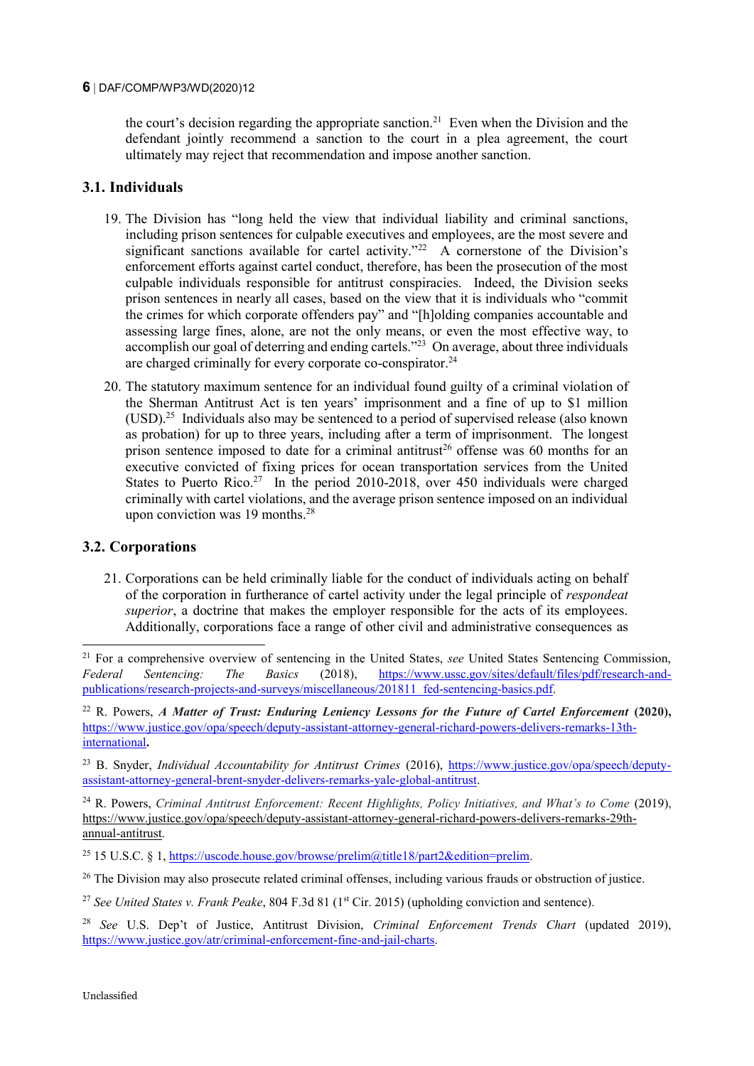the court's decision regarding the appropriate sanction.[21] Even when the Division and the defendant jointly recommend a sanction to the court in a plea agreement, the court ultimately may reject that recommendation and impose another sanction.

## 3.1. Individuals

19. The Division has "long held the view that individual liability and criminal sanctions, including prison sentences for culpable executives and employees, are the most severe and significant sanctions available for cartel activity."[22] A cornerstone of the Division's enforcement efforts against cartel conduct, therefore, has been the prosecution of the most culpable individuals responsible for antitrust conspiracies. Indeed, the Division seeks prison sentences in nearly all cases, based on the view that it is individuals who "commit the crimes for which corporate offenders pay" and "[h]olding companies accountable and assessing large fines, alone, are not the only means, or even the most effective way, to accomplish our goal of deterring and ending cartels."[23] On average, about three individuals are charged criminally for every corporate co-conspirator.[24]

20. The statutory maximum sentence for an individual found guilty of a criminal violation of the Sherman Antitrust Act is ten years' imprisonment and a fine of up to $1 million (USD).[25] Individuals also may be sentenced to a period of supervised release (also known as probation) for up to three years, including after a term of imprisonment. The longest prison sentence imposed to date for a criminal antitrust[26] offense was 60 months for an executive convicted of fixing prices for ocean transportation services from the United States to Puerto Rico.[27] In the period 2010-2018, over 450 individuals were charged criminally with cartel violations, and the average prison sentence imposed on an individual upon conviction was 19 months.[28]

## 3.2. Corporations

21. Corporations can be held criminally liable for the conduct of individuals acting on behalf of the corporation in furtherance of cartel activity under the legal principle of *respondeat superior*, a doctrine that makes the employer responsible for the acts of its employees. Additionally, corporations face a range of other civil and administrative consequences as

---

[21] For a comprehensive overview of sentencing in the United States, *see* United States Sentencing Commission, *Federal Sentencing: The Basics* (2018), https://www.ussc.gov/sites/default/files/pdf/research-and-publications/research-projects-and-surveys/miscellaneous/201811_fed-sentencing-basics.pdf.

[22] R. Powers, ***A Matter of Trust: Enduring Leniency Lessons for the Future of Cartel Enforcement* (2020),** https://www.justice.gov/opa/speech/deputy-assistant-attorney-general-richard-powers-delivers-remarks-13th-international**.**

[23] B. Snyder, *Individual Accountability for Antitrust Crimes* (2016), https://www.justice.gov/opa/speech/deputy-assistant-attorney-general-brent-snyder-delivers-remarks-yale-global-antitrust.

[24] R. Powers, *Criminal Antitrust Enforcement: Recent Highlights, Policy Initiatives, and What's to Come* (2019), https://www.justice.gov/opa/speech/deputy-assistant-attorney-general-richard-powers-delivers-remarks-29th-annual-antitrust.

[25] 15 U.S.C. § 1, https://uscode.house.gov/browse/prelim@title18/part2&edition=prelim.

[26] The Division may also prosecute related criminal offenses, including various frauds or obstruction of justice.

[27] *See United States v. Frank Peake*, 804 F.3d 81 (1st Cir. 2015) (upholding conviction and sentence).

[28] *See* U.S. Dep't of Justice, Antitrust Division, *Criminal Enforcement Trends Chart* (updated 2019), https://www.justice.gov/atr/criminal-enforcement-fine-and-jail-charts.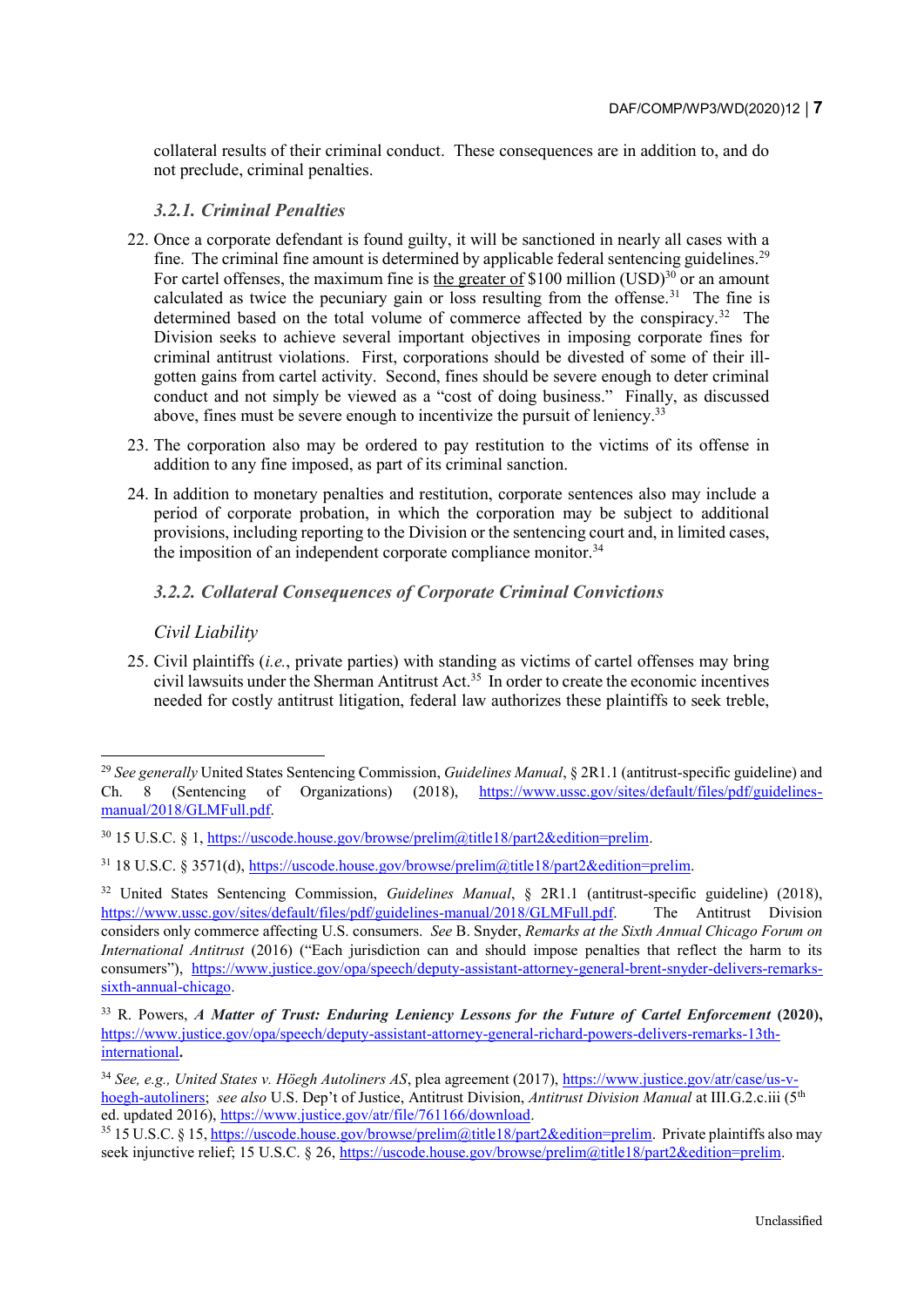collateral results of their criminal conduct. These consequences are in addition to, and do not preclude, criminal penalties.

### *3.2.1. Criminal Penalties*

22. Once a corporate defendant is found guilty, it will be sanctioned in nearly all cases with a fine. The criminal fine amount is determined by applicable federal sentencing guidelines.[29] For cartel offenses, the maximum fine is <u>the greater of</u> $100 million (USD)[30] or an amount calculated as twice the pecuniary gain or loss resulting from the offense.[31] The fine is determined based on the total volume of commerce affected by the conspiracy.[32] The Division seeks to achieve several important objectives in imposing corporate fines for criminal antitrust violations. First, corporations should be divested of some of their ill-gotten gains from cartel activity. Second, fines should be severe enough to deter criminal conduct and not simply be viewed as a "cost of doing business." Finally, as discussed above, fines must be severe enough to incentivize the pursuit of leniency.[33]

23. The corporation also may be ordered to pay restitution to the victims of its offense in addition to any fine imposed, as part of its criminal sanction.

24. In addition to monetary penalties and restitution, corporate sentences also may include a period of corporate probation, in which the corporation may be subject to additional provisions, including reporting to the Division or the sentencing court and, in limited cases, the imposition of an independent corporate compliance monitor.[34]

### *3.2.2. Collateral Consequences of Corporate Criminal Convictions*

*Civil Liability*

25. Civil plaintiffs (*i.e.*, private parties) with standing as victims of cartel offenses may bring civil lawsuits under the Sherman Antitrust Act.[35] In order to create the economic incentives needed for costly antitrust litigation, federal law authorizes these plaintiffs to seek treble,

---

[29] *See generally* United States Sentencing Commission, *Guidelines Manual*, § 2R1.1 (antitrust-specific guideline) and Ch. 8 (Sentencing of Organizations) (2018), https://www.ussc.gov/sites/default/files/pdf/guidelines-manual/2018/GLMFull.pdf.

[30] 15 U.S.C. § 1, https://uscode.house.gov/browse/prelim@title18/part2&edition=prelim.

[31] 18 U.S.C. § 3571(d), https://uscode.house.gov/browse/prelim@title18/part2&edition=prelim.

[32] United States Sentencing Commission, *Guidelines Manual*, § 2R1.1 (antitrust-specific guideline) (2018), https://www.ussc.gov/sites/default/files/pdf/guidelines-manual/2018/GLMFull.pdf. The Antitrust Division considers only commerce affecting U.S. consumers. *See* B. Snyder, *Remarks at the Sixth Annual Chicago Forum on International Antitrust* (2016) ("Each jurisdiction can and should impose penalties that reflect the harm to its consumers"), https://www.justice.gov/opa/speech/deputy-assistant-attorney-general-brent-snyder-delivers-remarks-sixth-annual-chicago.

[33] R. Powers, ***A Matter of Trust: Enduring Leniency Lessons for the Future of Cartel Enforcement* (2020)**, https://www.justice.gov/opa/speech/deputy-assistant-attorney-general-richard-powers-delivers-remarks-13th-international**.**

[34] *See, e.g., United States v. Höegh Autoliners AS*, plea agreement (2017), https://www.justice.gov/atr/case/us-v-hoegh-autoliners; *see also* U.S. Dep't of Justice, Antitrust Division, *Antitrust Division Manual* at III.G.2.c.iii (5th ed. updated 2016), https://www.justice.gov/atr/file/761166/download.

[35] 15 U.S.C. § 15, https://uscode.house.gov/browse/prelim@title18/part2&edition=prelim. Private plaintiffs also may seek injunctive relief; 15 U.S.C. § 26, https://uscode.house.gov/browse/prelim@title18/part2&edition=prelim.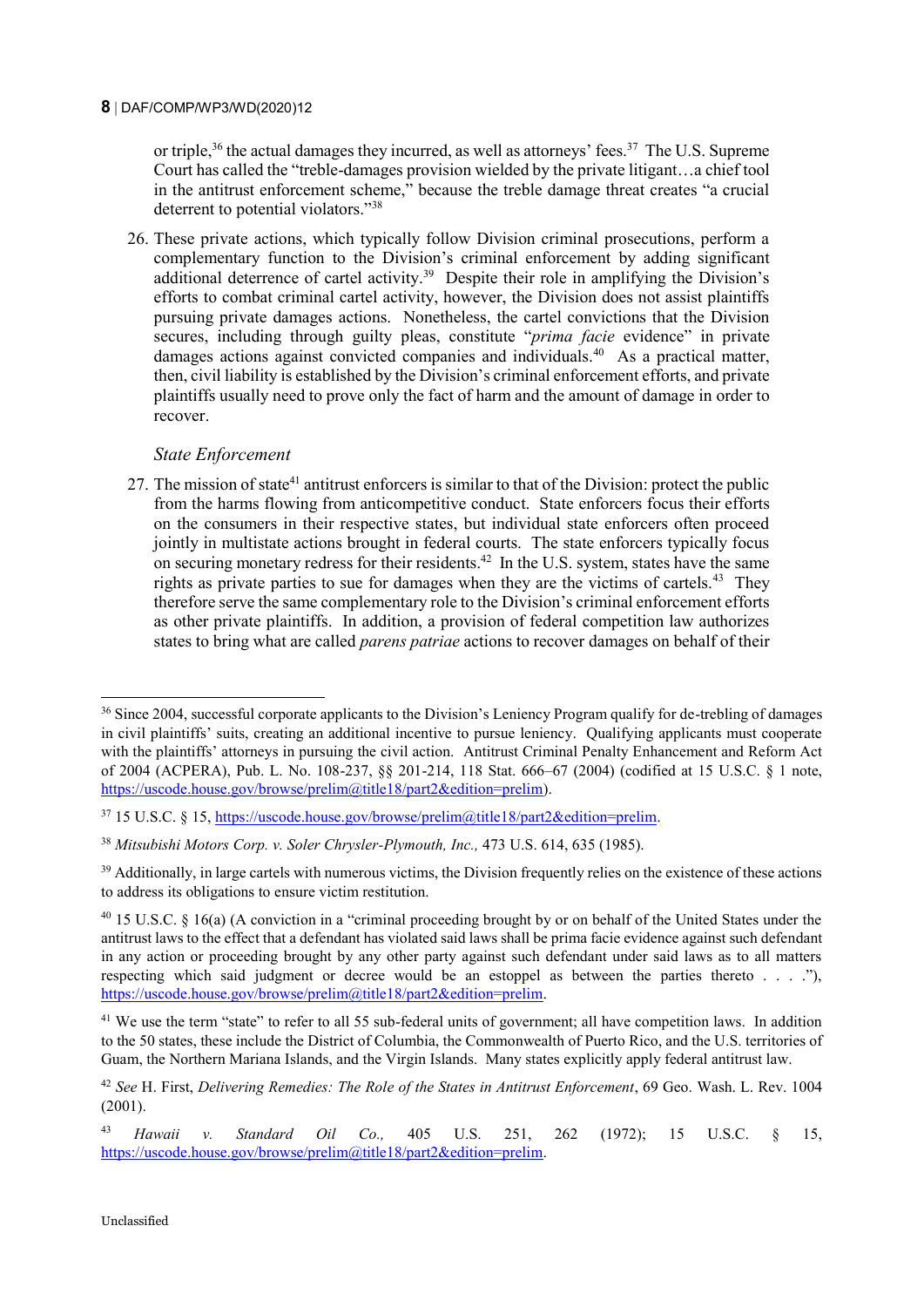or triple,[36] the actual damages they incurred, as well as attorneys' fees.[37] The U.S. Supreme Court has called the "treble-damages provision wielded by the private litigant…a chief tool in the antitrust enforcement scheme," because the treble damage threat creates "a crucial deterrent to potential violators."[38]

26. These private actions, which typically follow Division criminal prosecutions, perform a complementary function to the Division's criminal enforcement by adding significant additional deterrence of cartel activity.[39] Despite their role in amplifying the Division's efforts to combat criminal cartel activity, however, the Division does not assist plaintiffs pursuing private damages actions. Nonetheless, the cartel convictions that the Division secures, including through guilty pleas, constitute "*prima facie* evidence" in private damages actions against convicted companies and individuals.[40] As a practical matter, then, civil liability is established by the Division's criminal enforcement efforts, and private plaintiffs usually need to prove only the fact of harm and the amount of damage in order to recover.

*State Enforcement*

27. The mission of state[41] antitrust enforcers is similar to that of the Division: protect the public from the harms flowing from anticompetitive conduct. State enforcers focus their efforts on the consumers in their respective states, but individual state enforcers often proceed jointly in multistate actions brought in federal courts. The state enforcers typically focus on securing monetary redress for their residents.[42] In the U.S. system, states have the same rights as private parties to sue for damages when they are the victims of cartels.[43] They therefore serve the same complementary role to the Division's criminal enforcement efforts as other private plaintiffs. In addition, a provision of federal competition law authorizes states to bring what are called *parens patriae* actions to recover damages on behalf of their

---

[36] Since 2004, successful corporate applicants to the Division's Leniency Program qualify for de-trebling of damages in civil plaintiffs' suits, creating an additional incentive to pursue leniency. Qualifying applicants must cooperate with the plaintiffs' attorneys in pursuing the civil action. Antitrust Criminal Penalty Enhancement and Reform Act of 2004 (ACPERA), Pub. L. No. 108-237, §§ 201-214, 118 Stat. 666–67 (2004) (codified at 15 U.S.C. § 1 note, https://uscode.house.gov/browse/prelim@title18/part2&edition=prelim).

[37] 15 U.S.C. § 15, https://uscode.house.gov/browse/prelim@title18/part2&edition=prelim.

[38] *Mitsubishi Motors Corp. v. Soler Chrysler-Plymouth, Inc.,* 473 U.S. 614, 635 (1985).

[39] Additionally, in large cartels with numerous victims, the Division frequently relies on the existence of these actions to address its obligations to ensure victim restitution.

[40] 15 U.S.C. § 16(a) (A conviction in a "criminal proceeding brought by or on behalf of the United States under the antitrust laws to the effect that a defendant has violated said laws shall be prima facie evidence against such defendant in any action or proceeding brought by any other party against such defendant under said laws as to all matters respecting which said judgment or decree would be an estoppel as between the parties thereto . . . ."), https://uscode.house.gov/browse/prelim@title18/part2&edition=prelim.

[41] We use the term "state" to refer to all 55 sub-federal units of government; all have competition laws. In addition to the 50 states, these include the District of Columbia, the Commonwealth of Puerto Rico, and the U.S. territories of Guam, the Northern Mariana Islands, and the Virgin Islands. Many states explicitly apply federal antitrust law.

[42] *See* H. First, *Delivering Remedies: The Role of the States in Antitrust Enforcement*, 69 Geo. Wash. L. Rev. 1004 (2001).

[43] *Hawaii v. Standard Oil Co.,* 405 U.S. 251, 262 (1972); 15 U.S.C. § 15, https://uscode.house.gov/browse/prelim@title18/part2&edition=prelim.

Unclassified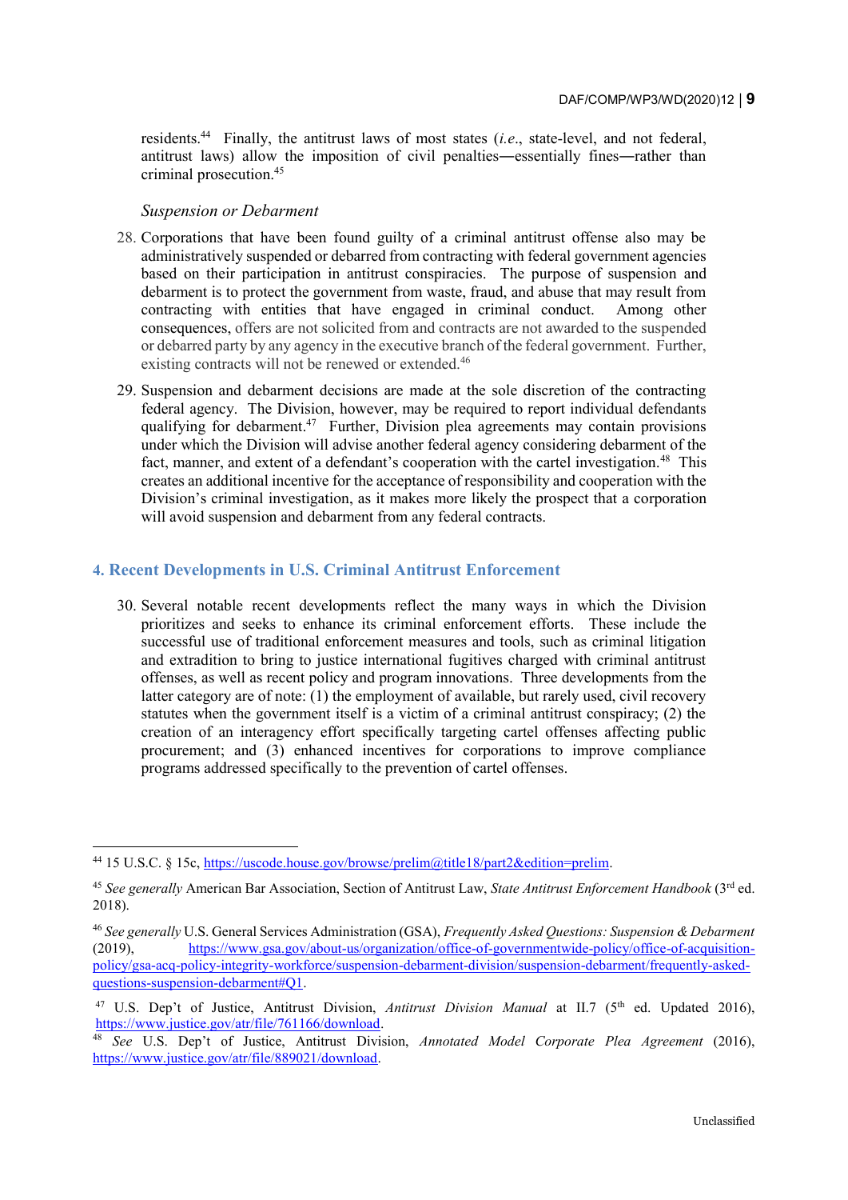residents.[44] Finally, the antitrust laws of most states (*i.e.*, state-level, and not federal, antitrust laws) allow the imposition of civil penalties—essentially fines—rather than criminal prosecution.[45]

*Suspension or Debarment*

28. Corporations that have been found guilty of a criminal antitrust offense also may be administratively suspended or debarred from contracting with federal government agencies based on their participation in antitrust conspiracies. The purpose of suspension and debarment is to protect the government from waste, fraud, and abuse that may result from contracting with entities that have engaged in criminal conduct. Among other consequences, offers are not solicited from and contracts are not awarded to the suspended or debarred party by any agency in the executive branch of the federal government. Further, existing contracts will not be renewed or extended.[46]

29. Suspension and debarment decisions are made at the sole discretion of the contracting federal agency. The Division, however, may be required to report individual defendants qualifying for debarment.[47] Further, Division plea agreements may contain provisions under which the Division will advise another federal agency considering debarment of the fact, manner, and extent of a defendant's cooperation with the cartel investigation.[48] This creates an additional incentive for the acceptance of responsibility and cooperation with the Division's criminal investigation, as it makes more likely the prospect that a corporation will avoid suspension and debarment from any federal contracts.

## 4. Recent Developments in U.S. Criminal Antitrust Enforcement

30. Several notable recent developments reflect the many ways in which the Division prioritizes and seeks to enhance its criminal enforcement efforts. These include the successful use of traditional enforcement measures and tools, such as criminal litigation and extradition to bring to justice international fugitives charged with criminal antitrust offenses, as well as recent policy and program innovations. Three developments from the latter category are of note: (1) the employment of available, but rarely used, civil recovery statutes when the government itself is a victim of a criminal antitrust conspiracy; (2) the creation of an interagency effort specifically targeting cartel offenses affecting public procurement; and (3) enhanced incentives for corporations to improve compliance programs addressed specifically to the prevention of cartel offenses.

---

[44] 15 U.S.C. § 15c, https://uscode.house.gov/browse/prelim@title18/part2&edition=prelim.

[45] *See generally* American Bar Association, Section of Antitrust Law, *State Antitrust Enforcement Handbook* (3rd ed. 2018).

[46] *See generally* U.S. General Services Administration (GSA), *Frequently Asked Questions: Suspension & Debarment* (2019), https://www.gsa.gov/about-us/organization/office-of-governmentwide-policy/office-of-acquisition-policy/gsa-acq-policy-integrity-workforce/suspension-debarment-division/suspension-debarment/frequently-asked-questions-suspension-debarment#Q1.

[47] U.S. Dep't of Justice, Antitrust Division, *Antitrust Division Manual* at II.7 (5th ed. Updated 2016), https://www.justice.gov/atr/file/761166/download.

[48] *See* U.S. Dep't of Justice, Antitrust Division, *Annotated Model Corporate Plea Agreement* (2016), https://www.justice.gov/atr/file/889021/download.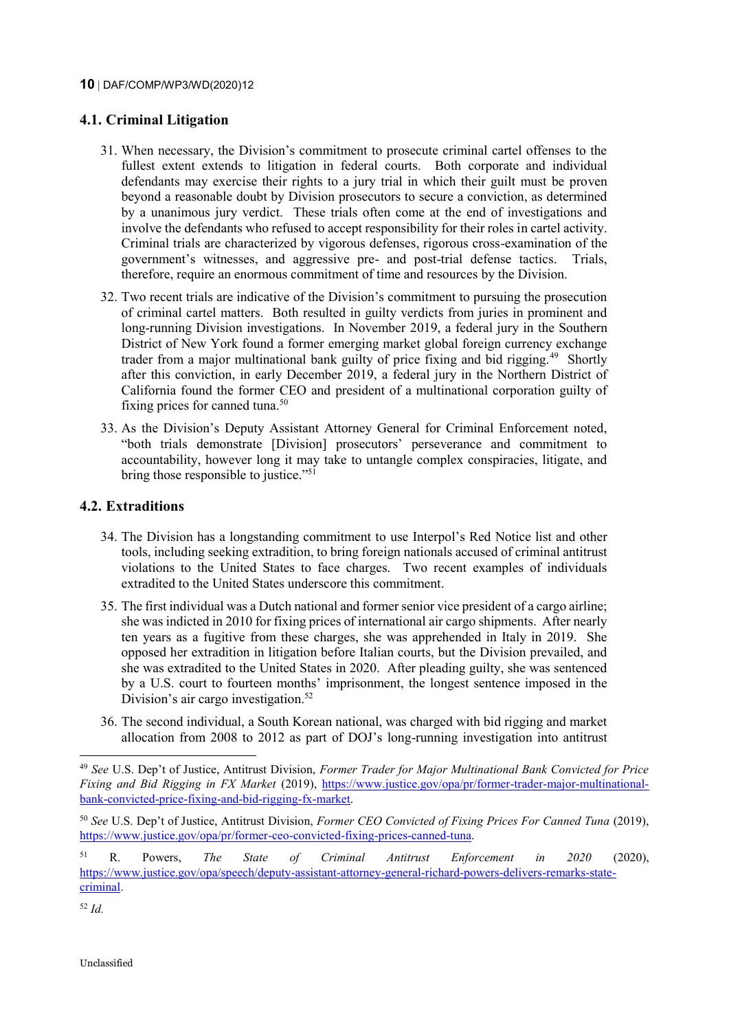## 4.1. Criminal Litigation

31. When necessary, the Division's commitment to prosecute criminal cartel offenses to the fullest extent extends to litigation in federal courts. Both corporate and individual defendants may exercise their rights to a jury trial in which their guilt must be proven beyond a reasonable doubt by Division prosecutors to secure a conviction, as determined by a unanimous jury verdict. These trials often come at the end of investigations and involve the defendants who refused to accept responsibility for their roles in cartel activity. Criminal trials are characterized by vigorous defenses, rigorous cross-examination of the government's witnesses, and aggressive pre- and post-trial defense tactics. Trials, therefore, require an enormous commitment of time and resources by the Division.

32. Two recent trials are indicative of the Division's commitment to pursuing the prosecution of criminal cartel matters. Both resulted in guilty verdicts from juries in prominent and long-running Division investigations. In November 2019, a federal jury in the Southern District of New York found a former emerging market global foreign currency exchange trader from a major multinational bank guilty of price fixing and bid rigging.[49] Shortly after this conviction, in early December 2019, a federal jury in the Northern District of California found the former CEO and president of a multinational corporation guilty of fixing prices for canned tuna.[50]

33. As the Division's Deputy Assistant Attorney General for Criminal Enforcement noted, "both trials demonstrate [Division] prosecutors' perseverance and commitment to accountability, however long it may take to untangle complex conspiracies, litigate, and bring those responsible to justice."[51]

## 4.2. Extraditions

34. The Division has a longstanding commitment to use Interpol's Red Notice list and other tools, including seeking extradition, to bring foreign nationals accused of criminal antitrust violations to the United States to face charges. Two recent examples of individuals extradited to the United States underscore this commitment.

35. The first individual was a Dutch national and former senior vice president of a cargo airline; she was indicted in 2010 for fixing prices of international air cargo shipments. After nearly ten years as a fugitive from these charges, she was apprehended in Italy in 2019. She opposed her extradition in litigation before Italian courts, but the Division prevailed, and she was extradited to the United States in 2020. After pleading guilty, she was sentenced by a U.S. court to fourteen months' imprisonment, the longest sentence imposed in the Division's air cargo investigation.[52]

36. The second individual, a South Korean national, was charged with bid rigging and market allocation from 2008 to 2012 as part of DOJ's long-running investigation into antitrust

---

[49] *See* U.S. Dep't of Justice, Antitrust Division, *Former Trader for Major Multinational Bank Convicted for Price Fixing and Bid Rigging in FX Market* (2019), https://www.justice.gov/opa/pr/former-trader-major-multinational-bank-convicted-price-fixing-and-bid-rigging-fx-market.

[50] *See* U.S. Dep't of Justice, Antitrust Division, *Former CEO Convicted of Fixing Prices For Canned Tuna* (2019), https://www.justice.gov/opa/pr/former-ceo-convicted-fixing-prices-canned-tuna.

[51] R. Powers, *The State of Criminal Antitrust Enforcement in 2020* (2020), https://www.justice.gov/opa/speech/deputy-assistant-attorney-general-richard-powers-delivers-remarks-state-criminal.

[52] *Id.*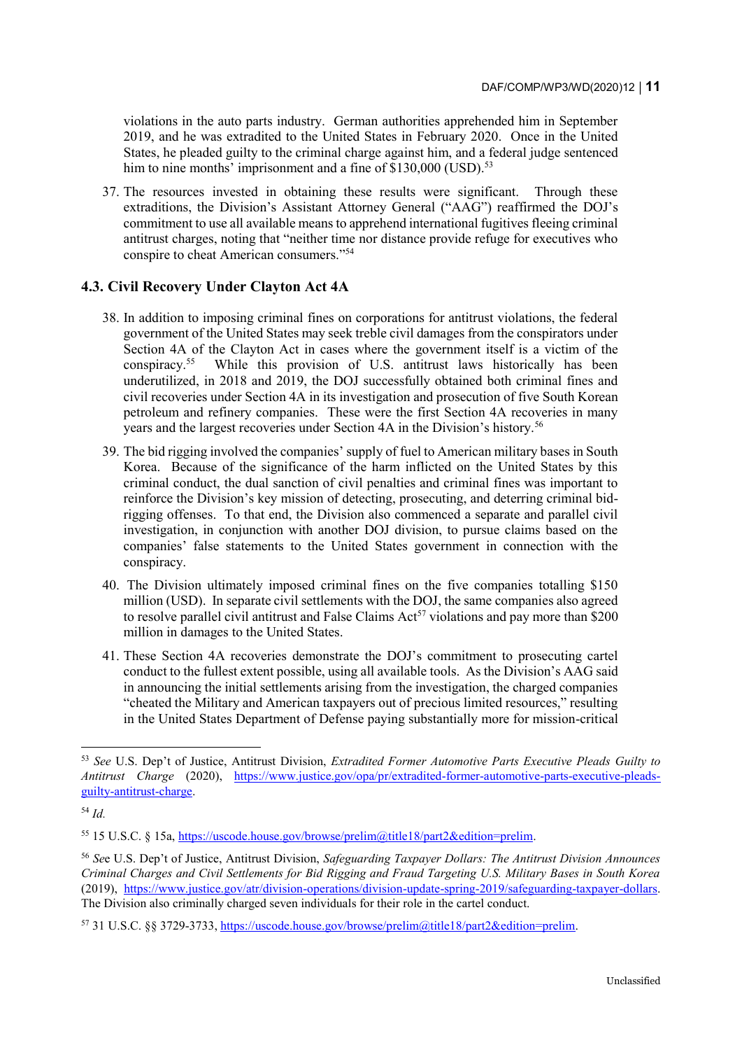violations in the auto parts industry. German authorities apprehended him in September 2019, and he was extradited to the United States in February 2020. Once in the United States, he pleaded guilty to the criminal charge against him, and a federal judge sentenced him to nine months' imprisonment and a fine of $130,000 (USD).[53]

37. The resources invested in obtaining these results were significant. Through these extraditions, the Division's Assistant Attorney General ("AAG") reaffirmed the DOJ's commitment to use all available means to apprehend international fugitives fleeing criminal antitrust charges, noting that "neither time nor distance provide refuge for executives who conspire to cheat American consumers."[54]

### 4.3. Civil Recovery Under Clayton Act 4A

38. In addition to imposing criminal fines on corporations for antitrust violations, the federal government of the United States may seek treble civil damages from the conspirators under Section 4A of the Clayton Act in cases where the government itself is a victim of the conspiracy.[55] While this provision of U.S. antitrust laws historically has been underutilized, in 2018 and 2019, the DOJ successfully obtained both criminal fines and civil recoveries under Section 4A in its investigation and prosecution of five South Korean petroleum and refinery companies. These were the first Section 4A recoveries in many years and the largest recoveries under Section 4A in the Division's history.[56]

39. The bid rigging involved the companies' supply of fuel to American military bases in South Korea. Because of the significance of the harm inflicted on the United States by this criminal conduct, the dual sanction of civil penalties and criminal fines was important to reinforce the Division's key mission of detecting, prosecuting, and deterring criminal bid-rigging offenses. To that end, the Division also commenced a separate and parallel civil investigation, in conjunction with another DOJ division, to pursue claims based on the companies' false statements to the United States government in connection with the conspiracy.

40. The Division ultimately imposed criminal fines on the five companies totalling $150 million (USD). In separate civil settlements with the DOJ, the same companies also agreed to resolve parallel civil antitrust and False Claims Act[57] violations and pay more than $200 million in damages to the United States.

41. These Section 4A recoveries demonstrate the DOJ's commitment to prosecuting cartel conduct to the fullest extent possible, using all available tools. As the Division's AAG said in announcing the initial settlements arising from the investigation, the charged companies "cheated the Military and American taxpayers out of precious limited resources," resulting in the United States Department of Defense paying substantially more for mission-critical

---

[53] *See* U.S. Dep't of Justice, Antitrust Division, *Extradited Former Automotive Parts Executive Pleads Guilty to Antitrust Charge* (2020), https://www.justice.gov/opa/pr/extradited-former-automotive-parts-executive-pleads-guilty-antitrust-charge.

[54] *Id.*

[55] 15 U.S.C. § 15a, https://uscode.house.gov/browse/prelim@title18/part2&edition=prelim.

[56] *See* U.S. Dep't of Justice, Antitrust Division, *Safeguarding Taxpayer Dollars: The Antitrust Division Announces Criminal Charges and Civil Settlements for Bid Rigging and Fraud Targeting U.S. Military Bases in South Korea* (2019), https://www.justice.gov/atr/division-operations/division-update-spring-2019/safeguarding-taxpayer-dollars. The Division also criminally charged seven individuals for their role in the cartel conduct.

[57] 31 U.S.C. §§ 3729-3733, https://uscode.house.gov/browse/prelim@title18/part2&edition=prelim.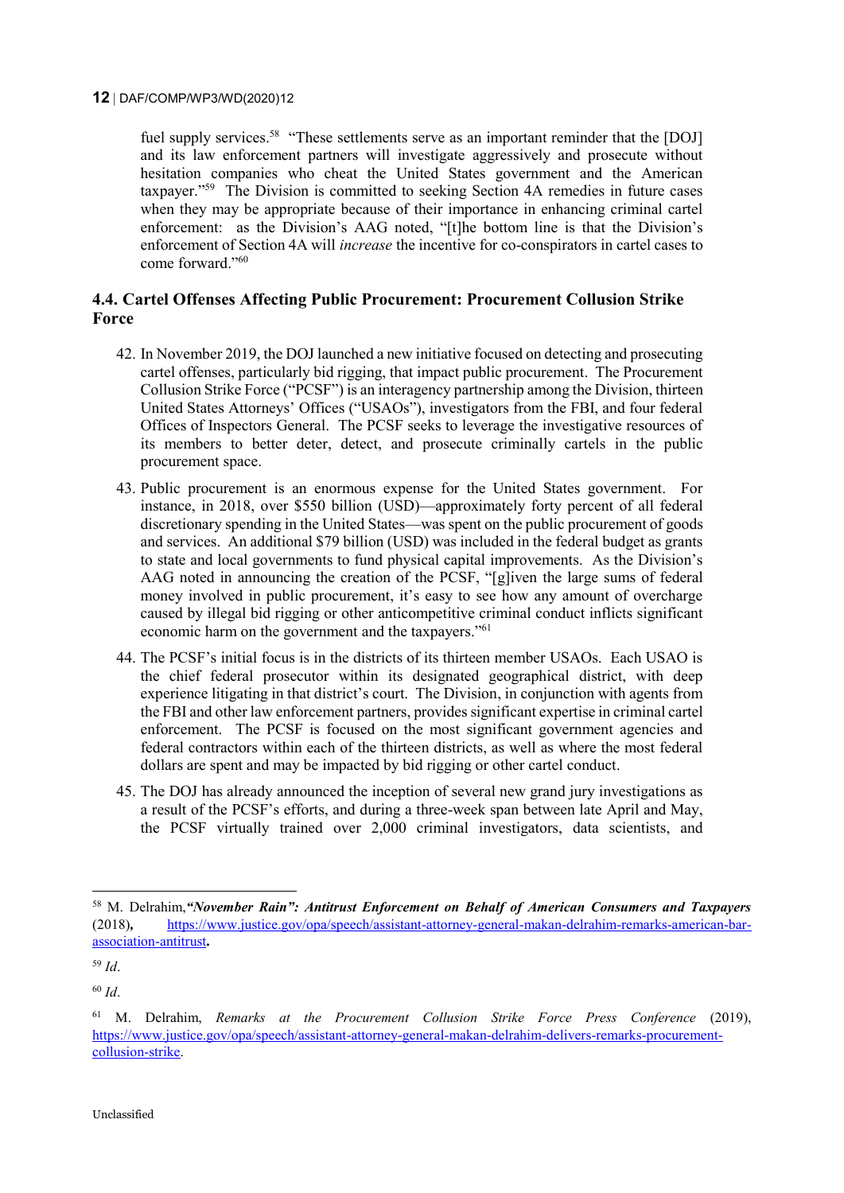fuel supply services.[58] "These settlements serve as an important reminder that the [DOJ] and its law enforcement partners will investigate aggressively and prosecute without hesitation companies who cheat the United States government and the American taxpayer."[59] The Division is committed to seeking Section 4A remedies in future cases when they may be appropriate because of their importance in enhancing criminal cartel enforcement: as the Division's AAG noted, "[t]he bottom line is that the Division's enforcement of Section 4A will *increase* the incentive for co-conspirators in cartel cases to come forward."[60]

### 4.4. Cartel Offenses Affecting Public Procurement: Procurement Collusion Strike Force

42. In November 2019, the DOJ launched a new initiative focused on detecting and prosecuting cartel offenses, particularly bid rigging, that impact public procurement. The Procurement Collusion Strike Force ("PCSF") is an interagency partnership among the Division, thirteen United States Attorneys' Offices ("USAOs"), investigators from the FBI, and four federal Offices of Inspectors General. The PCSF seeks to leverage the investigative resources of its members to better deter, detect, and prosecute criminally cartels in the public procurement space.

43. Public procurement is an enormous expense for the United States government. For instance, in 2018, over $550 billion (USD)—approximately forty percent of all federal discretionary spending in the United States—was spent on the public procurement of goods and services. An additional $79 billion (USD) was included in the federal budget as grants to state and local governments to fund physical capital improvements. As the Division's AAG noted in announcing the creation of the PCSF, "[g]iven the large sums of federal money involved in public procurement, it's easy to see how any amount of overcharge caused by illegal bid rigging or other anticompetitive criminal conduct inflicts significant economic harm on the government and the taxpayers."[61]

44. The PCSF's initial focus is in the districts of its thirteen member USAOs. Each USAO is the chief federal prosecutor within its designated geographical district, with deep experience litigating in that district's court. The Division, in conjunction with agents from the FBI and other law enforcement partners, provides significant expertise in criminal cartel enforcement. The PCSF is focused on the most significant government agencies and federal contractors within each of the thirteen districts, as well as where the most federal dollars are spent and may be impacted by bid rigging or other cartel conduct.

45. The DOJ has already announced the inception of several new grand jury investigations as a result of the PCSF's efforts, and during a three-week span between late April and May, the PCSF virtually trained over 2,000 criminal investigators, data scientists, and

---

[58] M. Delrahim, ***"November Rain": Antitrust Enforcement on Behalf of American Consumers and Taxpayers*** (2018), https://www.justice.gov/opa/speech/assistant-attorney-general-makan-delrahim-remarks-american-bar-association-antitrust.

[59] *Id*.

[60] *Id*.

[61] M. Delrahim, *Remarks at the Procurement Collusion Strike Force Press Conference* (2019), https://www.justice.gov/opa/speech/assistant-attorney-general-makan-delrahim-delivers-remarks-procurement-collusion-strike.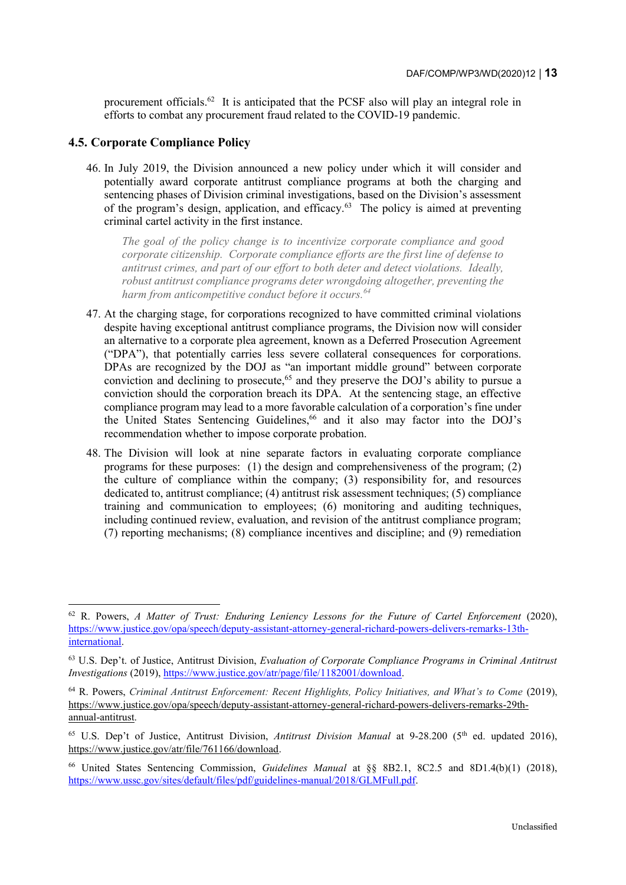procurement officials.[62] It is anticipated that the PCSF also will play an integral role in efforts to combat any procurement fraud related to the COVID-19 pandemic.

### 4.5. Corporate Compliance Policy

46. In July 2019, the Division announced a new policy under which it will consider and potentially award corporate antitrust compliance programs at both the charging and sentencing phases of Division criminal investigations, based on the Division's assessment of the program's design, application, and efficacy.[63] The policy is aimed at preventing criminal cartel activity in the first instance.

> *The goal of the policy change is to incentivize corporate compliance and good corporate citizenship. Corporate compliance efforts are the first line of defense to antitrust crimes, and part of our effort to both deter and detect violations. Ideally, robust antitrust compliance programs deter wrongdoing altogether, preventing the harm from anticompetitive conduct before it occurs.*[64]

47. At the charging stage, for corporations recognized to have committed criminal violations despite having exceptional antitrust compliance programs, the Division now will consider an alternative to a corporate plea agreement, known as a Deferred Prosecution Agreement ("DPA"), that potentially carries less severe collateral consequences for corporations. DPAs are recognized by the DOJ as "an important middle ground" between corporate conviction and declining to prosecute,[65] and they preserve the DOJ's ability to pursue a conviction should the corporation breach its DPA. At the sentencing stage, an effective compliance program may lead to a more favorable calculation of a corporation's fine under the United States Sentencing Guidelines,[66] and it also may factor into the DOJ's recommendation whether to impose corporate probation.

48. The Division will look at nine separate factors in evaluating corporate compliance programs for these purposes: (1) the design and comprehensiveness of the program; (2) the culture of compliance within the company; (3) responsibility for, and resources dedicated to, antitrust compliance; (4) antitrust risk assessment techniques; (5) compliance training and communication to employees; (6) monitoring and auditing techniques, including continued review, evaluation, and revision of the antitrust compliance program; (7) reporting mechanisms; (8) compliance incentives and discipline; and (9) remediation

---

[62] R. Powers, *A Matter of Trust: Enduring Leniency Lessons for the Future of Cartel Enforcement* (2020), https://www.justice.gov/opa/speech/deputy-assistant-attorney-general-richard-powers-delivers-remarks-13th-international.

[63] U.S. Dep't. of Justice, Antitrust Division, *Evaluation of Corporate Compliance Programs in Criminal Antitrust Investigations* (2019), https://www.justice.gov/atr/page/file/1182001/download.

[64] R. Powers, *Criminal Antitrust Enforcement: Recent Highlights, Policy Initiatives, and What's to Come* (2019), https://www.justice.gov/opa/speech/deputy-assistant-attorney-general-richard-powers-delivers-remarks-29th-annual-antitrust.

[65] U.S. Dep't of Justice, Antitrust Division, *Antitrust Division Manual* at 9-28.200 (5th ed. updated 2016), https://www.justice.gov/atr/file/761166/download.

[66] United States Sentencing Commission, *Guidelines Manual* at §§ 8B2.1, 8C2.5 and 8D1.4(b)(1) (2018), https://www.ussc.gov/sites/default/files/pdf/guidelines-manual/2018/GLMFull.pdf.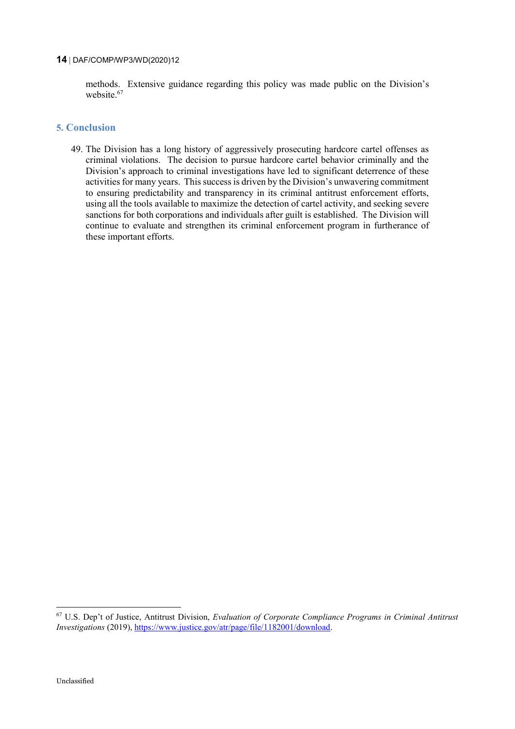methods. Extensive guidance regarding this policy was made public on the Division's website.[67]

## 5. Conclusion

49. The Division has a long history of aggressively prosecuting hardcore cartel offenses as criminal violations. The decision to pursue hardcore cartel behavior criminally and the Division's approach to criminal investigations have led to significant deterrence of these activities for many years. This success is driven by the Division's unwavering commitment to ensuring predictability and transparency in its criminal antitrust enforcement efforts, using all the tools available to maximize the detection of cartel activity, and seeking severe sanctions for both corporations and individuals after guilt is established. The Division will continue to evaluate and strengthen its criminal enforcement program in furtherance of these important efforts.

---

[67] U.S. Dep't of Justice, Antitrust Division, *Evaluation of Corporate Compliance Programs in Criminal Antitrust Investigations* (2019), https://www.justice.gov/atr/page/file/1182001/download.